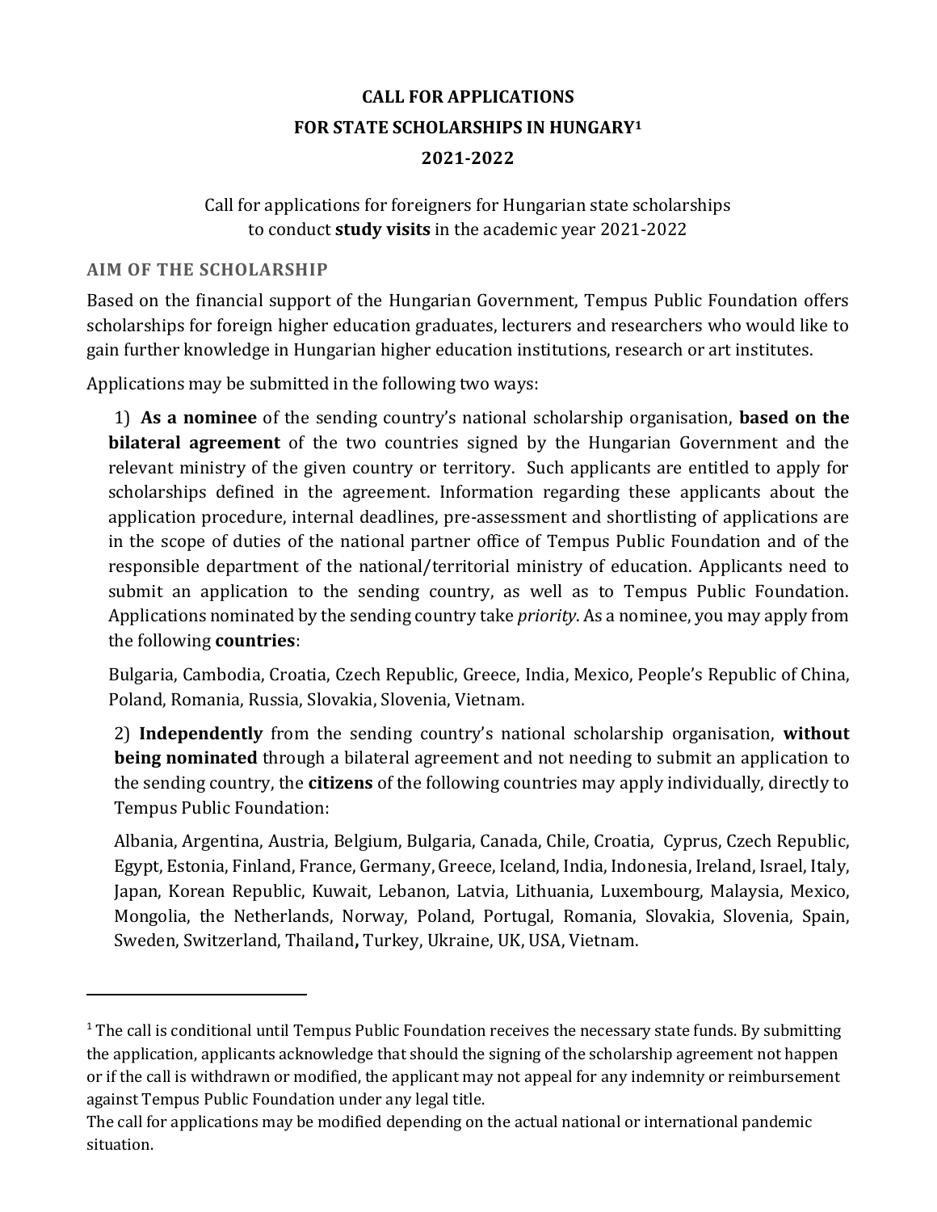# CALL FOR APPLICATIONS
# FOR STATE SCHOLARSHIPS IN HUNGARY[1]
# 2021-2022

Call for applications for foreigners for Hungarian state scholarships to conduct **study visits** in the academic year 2021-2022

## AIM OF THE SCHOLARSHIP

Based on the financial support of the Hungarian Government, Tempus Public Foundation offers scholarships for foreign higher education graduates, lecturers and researchers who would like to gain further knowledge in Hungarian higher education institutions, research or art institutes.

Applications may be submitted in the following two ways:

1) **As a nominee** of the sending country's national scholarship organisation, **based on the bilateral agreement** of the two countries signed by the Hungarian Government and the relevant ministry of the given country or territory. Such applicants are entitled to apply for scholarships defined in the agreement. Information regarding these applicants about the application procedure, internal deadlines, pre-assessment and shortlisting of applications are in the scope of duties of the national partner office of Tempus Public Foundation and of the responsible department of the national/territorial ministry of education. Applicants need to submit an application to the sending country, as well as to Tempus Public Foundation. Applications nominated by the sending country take *priority*. As a nominee, you may apply from the following **countries**:

   Bulgaria, Cambodia, Croatia, Czech Republic, Greece, India, Mexico, People's Republic of China, Poland, Romania, Russia, Slovakia, Slovenia, Vietnam.

2) **Independently** from the sending country's national scholarship organisation, **without being nominated** through a bilateral agreement and not needing to submit an application to the sending country, the **citizens** of the following countries may apply individually, directly to Tempus Public Foundation:

   Albania, Argentina, Austria, Belgium, Bulgaria, Canada, Chile, Croatia, Cyprus, Czech Republic, Egypt, Estonia, Finland, France, Germany, Greece, Iceland, India, Indonesia, Ireland, Israel, Italy, Japan, Korean Republic, Kuwait, Lebanon, Latvia, Lithuania, Luxembourg, Malaysia, Mexico, Mongolia, the Netherlands, Norway, Poland, Portugal, Romania, Slovakia, Slovenia, Spain, Sweden, Switzerland, Thailand**,** Turkey, Ukraine, UK, USA, Vietnam.

---

[1] The call is conditional until Tempus Public Foundation receives the necessary state funds. By submitting the application, applicants acknowledge that should the signing of the scholarship agreement not happen or if the call is withdrawn or modified, the applicant may not appeal for any indemnity or reimbursement against Tempus Public Foundation under any legal title.
The call for applications may be modified depending on the actual national or international pandemic situation.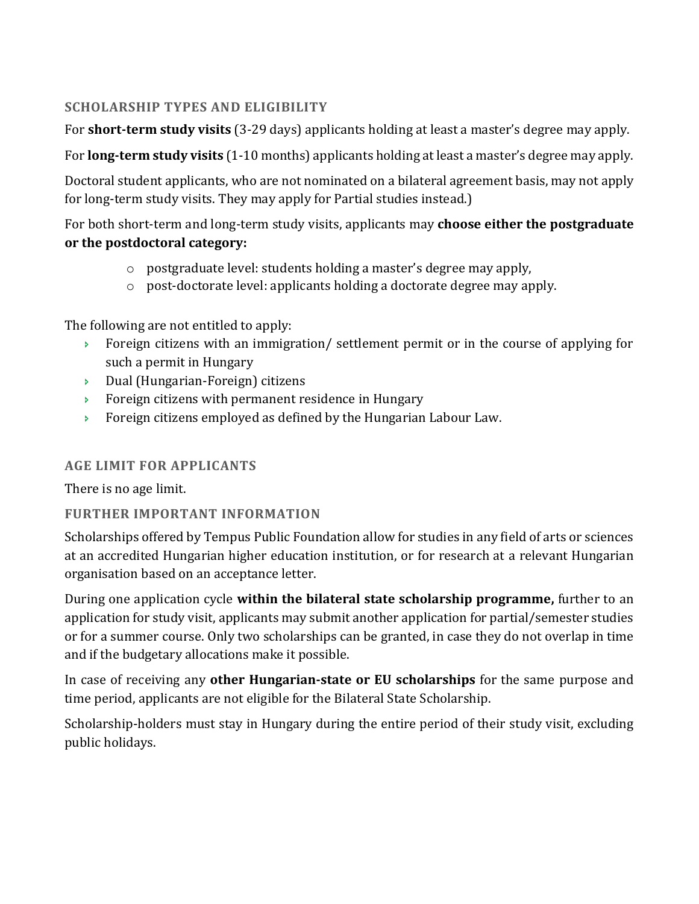## SCHOLARSHIP TYPES AND ELIGIBILITY

For **short-term study visits** (3-29 days) applicants holding at least a master's degree may apply.

For **long-term study visits** (1-10 months) applicants holding at least a master's degree may apply.

Doctoral student applicants, who are not nominated on a bilateral agreement basis, may not apply for long-term study visits. They may apply for Partial studies instead.)

For both short-term and long-term study visits, applicants may **choose either the postgraduate or the postdoctoral category:**

- postgraduate level: students holding a master's degree may apply,
- post-doctorate level: applicants holding a doctorate degree may apply.

The following are not entitled to apply:

- Foreign citizens with an immigration/ settlement permit or in the course of applying for such a permit in Hungary
- Dual (Hungarian-Foreign) citizens
- Foreign citizens with permanent residence in Hungary
- Foreign citizens employed as defined by the Hungarian Labour Law.

## AGE LIMIT FOR APPLICANTS

There is no age limit.

## FURTHER IMPORTANT INFORMATION

Scholarships offered by Tempus Public Foundation allow for studies in any field of arts or sciences at an accredited Hungarian higher education institution, or for research at a relevant Hungarian organisation based on an acceptance letter.

During one application cycle **within the bilateral state scholarship programme,** further to an application for study visit, applicants may submit another application for partial/semester studies or for a summer course. Only two scholarships can be granted, in case they do not overlap in time and if the budgetary allocations make it possible.

In case of receiving any **other Hungarian-state or EU scholarships** for the same purpose and time period, applicants are not eligible for the Bilateral State Scholarship.

Scholarship-holders must stay in Hungary during the entire period of their study visit, excluding public holidays.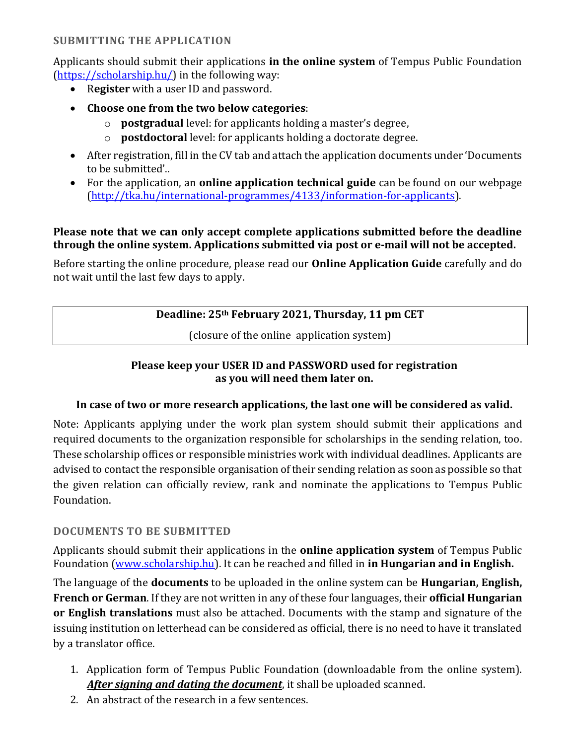## SUBMITTING THE APPLICATION

Applicants should submit their applications **in the online system** of Tempus Public Foundation ([https://scholarship.hu/](https://scholarship.hu/)) in the following way:

- R**egister** with a user ID and password.
- **Choose one from the two below categories**:
  - **postgradual** level: for applicants holding a master's degree,
  - **postdoctoral** level: for applicants holding a doctorate degree.
- After registration, fill in the CV tab and attach the application documents under 'Documents to be submitted'..
- For the application, an **online application technical guide** can be found on our webpage ([http://tka.hu/international-programmes/4133/information-for-applicants](http://tka.hu/international-programmes/4133/information-for-applicants)).

**Please note that we can only accept complete applications submitted before the deadline through the online system. Applications submitted via post or e-mail will not be accepted.**

Before starting the online procedure, please read our **Online Application Guide** carefully and do not wait until the last few days to apply.

| **Deadline: 25th February 2021, Thursday, 11 pm CET** |
| --- |
| (closure of the online application system) |

**Please keep your USER ID and PASSWORD used for registration as you will need them later on.**

**In case of two or more research applications, the last one will be considered as valid.**

Note: Applicants applying under the work plan system should submit their applications and required documents to the organization responsible for scholarships in the sending relation, too. These scholarship offices or responsible ministries work with individual deadlines. Applicants are advised to contact the responsible organisation of their sending relation as soon as possible so that the given relation can officially review, rank and nominate the applications to Tempus Public Foundation.

## DOCUMENTS TO BE SUBMITTED

Applicants should submit their applications in the **online application system** of Tempus Public Foundation ([www.scholarship.hu](www.scholarship.hu)). It can be reached and filled in **in Hungarian and in English.**

The language of the **documents** to be uploaded in the online system can be **Hungarian, English, French or German**. If they are not written in any of these four languages, their **official Hungarian or English translations** must also be attached. Documents with the stamp and signature of the issuing institution on letterhead can be considered as official, there is no need to have it translated by a translator office.

1. Application form of Tempus Public Foundation (downloadable from the online system). ***After signing and dating the document***, it shall be uploaded scanned.
2. An abstract of the research in a few sentences.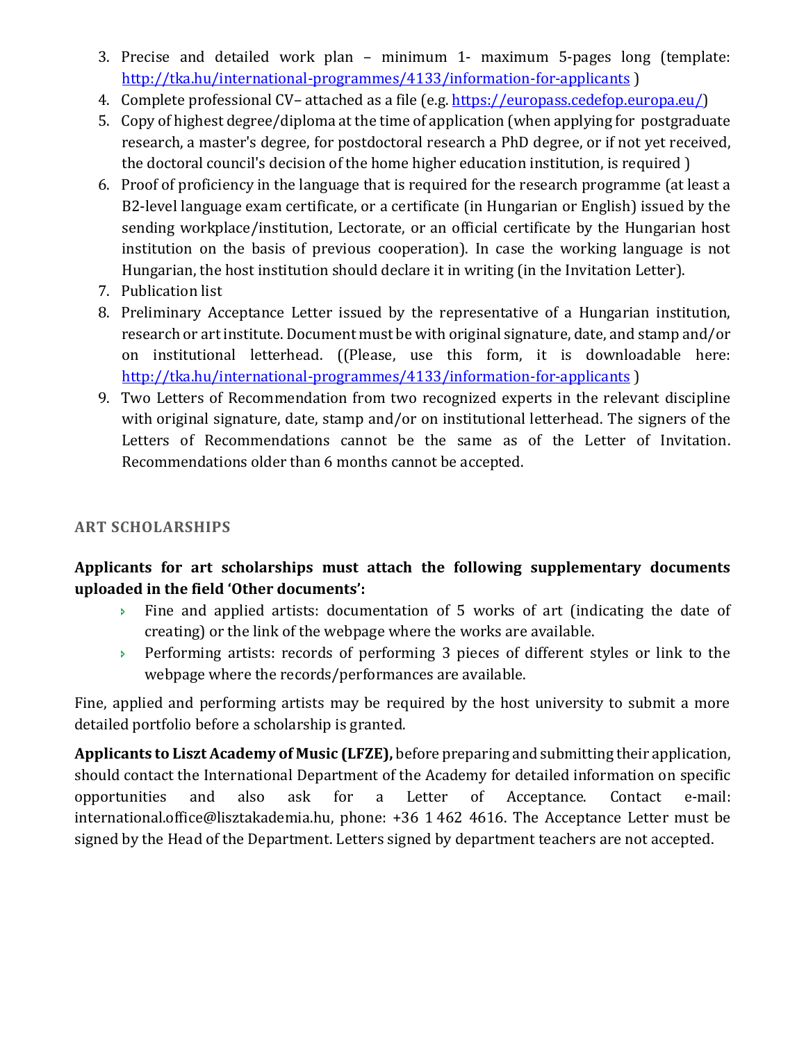3. Precise and detailed work plan – minimum 1- maximum 5-pages long (template: http://tka.hu/international-programmes/4133/information-for-applicants )
4. Complete professional CV– attached as a file (e.g. https://europass.cedefop.europa.eu/)
5. Copy of highest degree/diploma at the time of application (when applying for postgraduate research, a master's degree, for postdoctoral research a PhD degree, or if not yet received, the doctoral council's decision of the home higher education institution, is required )
6. Proof of proficiency in the language that is required for the research programme (at least a B2-level language exam certificate, or a certificate (in Hungarian or English) issued by the sending workplace/institution, Lectorate, or an official certificate by the Hungarian host institution on the basis of previous cooperation). In case the working language is not Hungarian, the host institution should declare it in writing (in the Invitation Letter).
7. Publication list
8. Preliminary Acceptance Letter issued by the representative of a Hungarian institution, research or art institute. Document must be with original signature, date, and stamp and/or on institutional letterhead. ((Please, use this form, it is downloadable here: http://tka.hu/international-programmes/4133/information-for-applicants )
9. Two Letters of Recommendation from two recognized experts in the relevant discipline with original signature, date, stamp and/or on institutional letterhead. The signers of the Letters of Recommendations cannot be the same as of the Letter of Invitation. Recommendations older than 6 months cannot be accepted.

## ART SCHOLARSHIPS

**Applicants for art scholarships must attach the following supplementary documents uploaded in the field 'Other documents':**

- Fine and applied artists: documentation of 5 works of art (indicating the date of creating) or the link of the webpage where the works are available.
- Performing artists: records of performing 3 pieces of different styles or link to the webpage where the records/performances are available.

Fine, applied and performing artists may be required by the host university to submit a more detailed portfolio before a scholarship is granted.

**Applicants to Liszt Academy of Music (LFZE),** before preparing and submitting their application, should contact the International Department of the Academy for detailed information on specific opportunities and also ask for a Letter of Acceptance. Contact e-mail: international.office@lisztakademia.hu, phone: +36 1 462 4616. The Acceptance Letter must be signed by the Head of the Department. Letters signed by department teachers are not accepted.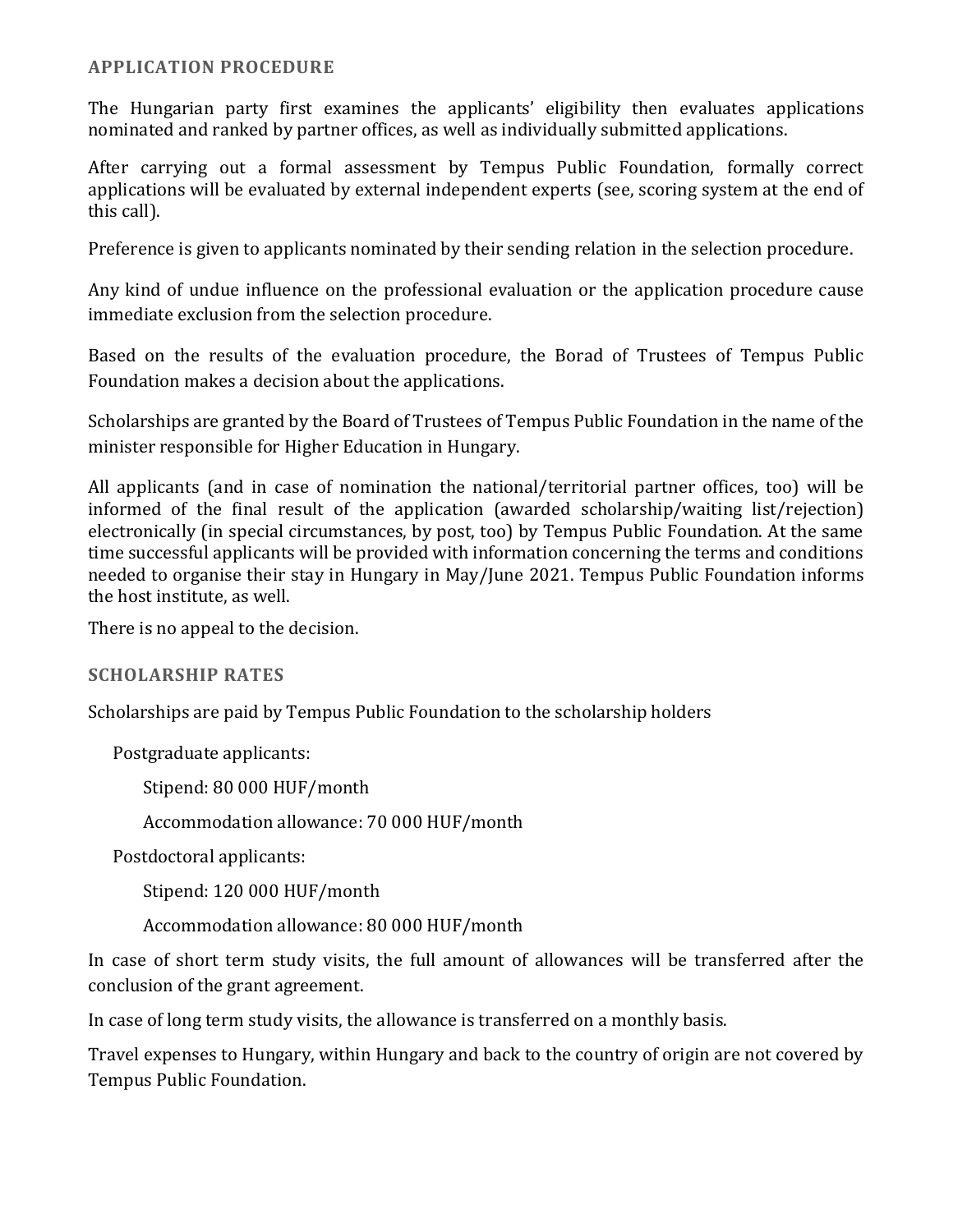## APPLICATION PROCEDURE

The Hungarian party first examines the applicants' eligibility then evaluates applications nominated and ranked by partner offices, as well as individually submitted applications.

After carrying out a formal assessment by Tempus Public Foundation, formally correct applications will be evaluated by external independent experts (see, scoring system at the end of this call).

Preference is given to applicants nominated by their sending relation in the selection procedure.

Any kind of undue influence on the professional evaluation or the application procedure cause immediate exclusion from the selection procedure.

Based on the results of the evaluation procedure, the Borad of Trustees of Tempus Public Foundation makes a decision about the applications.

Scholarships are granted by the Board of Trustees of Tempus Public Foundation in the name of the minister responsible for Higher Education in Hungary.

All applicants (and in case of nomination the national/territorial partner offices, too) will be informed of the final result of the application (awarded scholarship/waiting list/rejection) electronically (in special circumstances, by post, too) by Tempus Public Foundation. At the same time successful applicants will be provided with information concerning the terms and conditions needed to organise their stay in Hungary in May/June 2021. Tempus Public Foundation informs the host institute, as well.

There is no appeal to the decision.

## SCHOLARSHIP RATES

Scholarships are paid by Tempus Public Foundation to the scholarship holders

Postgraduate applicants:

- Stipend: 80 000 HUF/month
- Accommodation allowance: 70 000 HUF/month

Postdoctoral applicants:

- Stipend: 120 000 HUF/month
- Accommodation allowance: 80 000 HUF/month

In case of short term study visits, the full amount of allowances will be transferred after the conclusion of the grant agreement.

In case of long term study visits, the allowance is transferred on a monthly basis.

Travel expenses to Hungary, within Hungary and back to the country of origin are not covered by Tempus Public Foundation.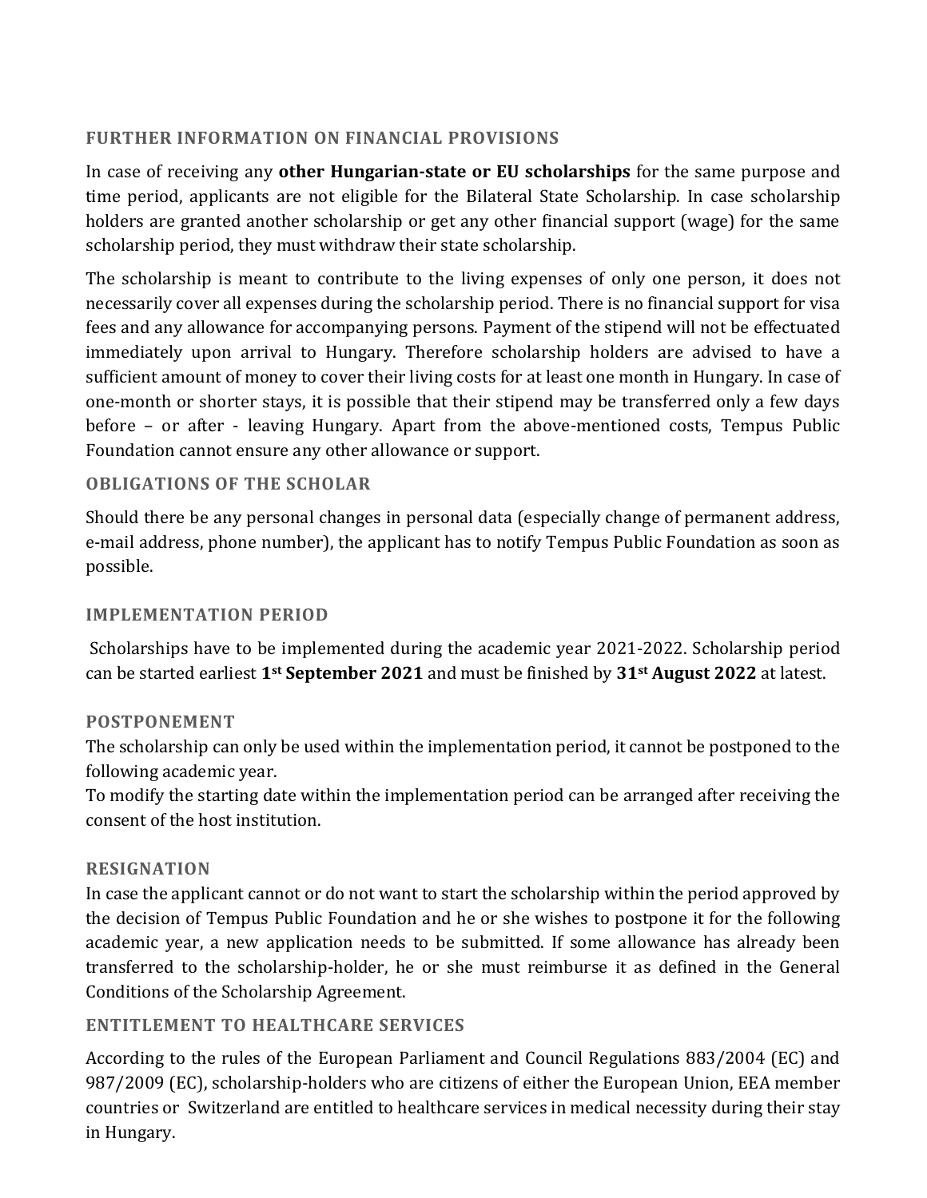## FURTHER INFORMATION ON FINANCIAL PROVISIONS

In case of receiving any **other Hungarian-state or EU scholarships** for the same purpose and time period, applicants are not eligible for the Bilateral State Scholarship. In case scholarship holders are granted another scholarship or get any other financial support (wage) for the same scholarship period, they must withdraw their state scholarship.

The scholarship is meant to contribute to the living expenses of only one person, it does not necessarily cover all expenses during the scholarship period. There is no financial support for visa fees and any allowance for accompanying persons. Payment of the stipend will not be effectuated immediately upon arrival to Hungary. Therefore scholarship holders are advised to have a sufficient amount of money to cover their living costs for at least one month in Hungary. In case of one-month or shorter stays, it is possible that their stipend may be transferred only a few days before – or after - leaving Hungary. Apart from the above-mentioned costs, Tempus Public Foundation cannot ensure any other allowance or support.

## OBLIGATIONS OF THE SCHOLAR

Should there be any personal changes in personal data (especially change of permanent address, e-mail address, phone number), the applicant has to notify Tempus Public Foundation as soon as possible.

## IMPLEMENTATION PERIOD

Scholarships have to be implemented during the academic year 2021-2022. Scholarship period can be started earliest **1st September 2021** and must be finished by **31st August 2022** at latest.

## POSTPONEMENT

The scholarship can only be used within the implementation period, it cannot be postponed to the following academic year.

To modify the starting date within the implementation period can be arranged after receiving the consent of the host institution.

## RESIGNATION

In case the applicant cannot or do not want to start the scholarship within the period approved by the decision of Tempus Public Foundation and he or she wishes to postpone it for the following academic year, a new application needs to be submitted. If some allowance has already been transferred to the scholarship-holder, he or she must reimburse it as defined in the General Conditions of the Scholarship Agreement.

## ENTITLEMENT TO HEALTHCARE SERVICES

According to the rules of the European Parliament and Council Regulations 883/2004 (EC) and 987/2009 (EC), scholarship-holders who are citizens of either the European Union, EEA member countries or Switzerland are entitled to healthcare services in medical necessity during their stay in Hungary.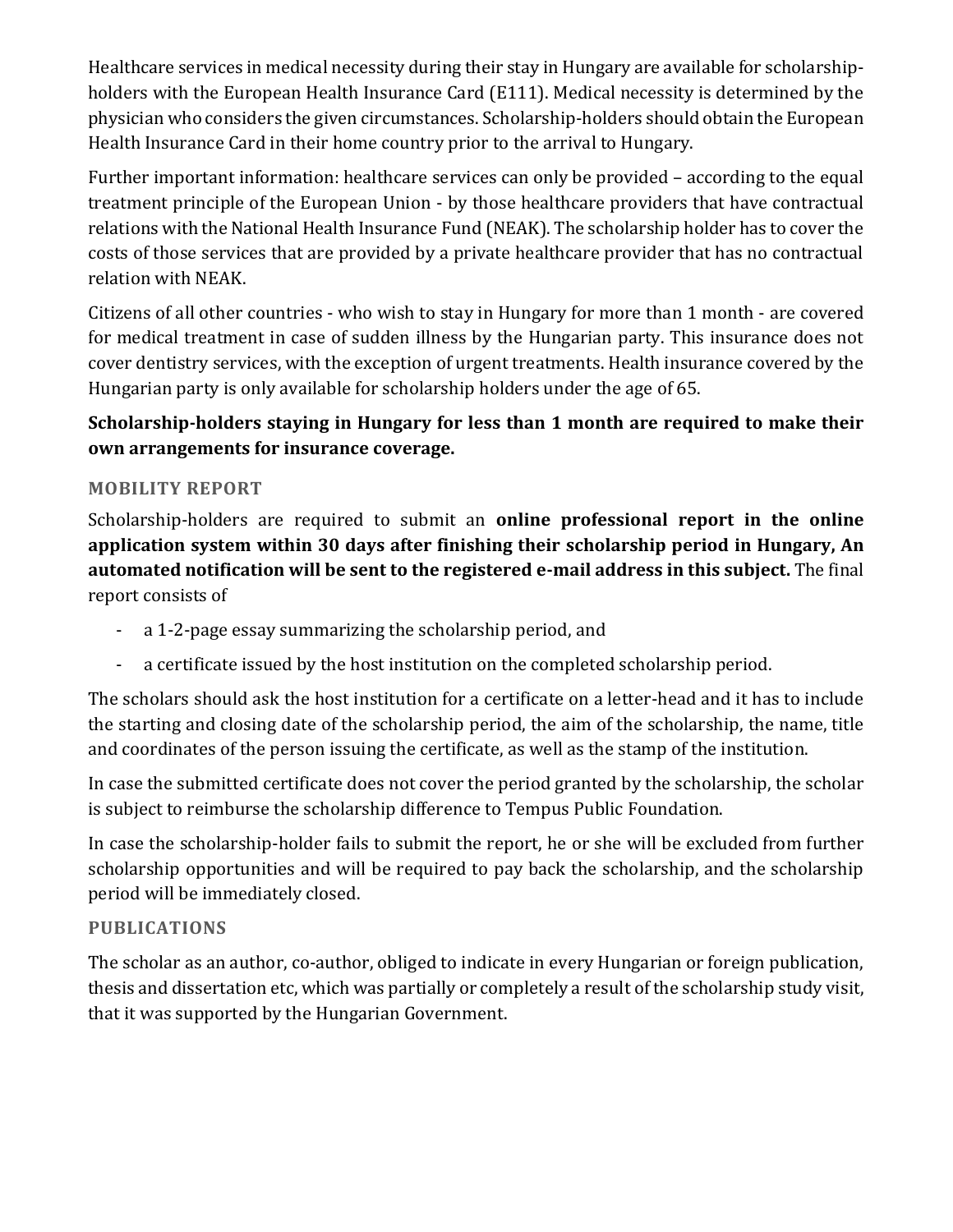Healthcare services in medical necessity during their stay in Hungary are available for scholarship-holders with the European Health Insurance Card (E111). Medical necessity is determined by the physician who considers the given circumstances. Scholarship-holders should obtain the European Health Insurance Card in their home country prior to the arrival to Hungary.

Further important information: healthcare services can only be provided – according to the equal treatment principle of the European Union - by those healthcare providers that have contractual relations with the National Health Insurance Fund (NEAK). The scholarship holder has to cover the costs of those services that are provided by a private healthcare provider that has no contractual relation with NEAK.

Citizens of all other countries - who wish to stay in Hungary for more than 1 month - are covered for medical treatment in case of sudden illness by the Hungarian party. This insurance does not cover dentistry services, with the exception of urgent treatments. Health insurance covered by the Hungarian party is only available for scholarship holders under the age of 65.

**Scholarship-holders staying in Hungary for less than 1 month are required to make their own arrangements for insurance coverage.**

### MOBILITY REPORT

Scholarship-holders are required to submit an **online professional report in the online application system within 30 days after finishing their scholarship period in Hungary, An automated notification will be sent to the registered e-mail address in this subject.** The final report consists of

- a 1-2-page essay summarizing the scholarship period, and
- a certificate issued by the host institution on the completed scholarship period.

The scholars should ask the host institution for a certificate on a letter-head and it has to include the starting and closing date of the scholarship period, the aim of the scholarship, the name, title and coordinates of the person issuing the certificate, as well as the stamp of the institution.

In case the submitted certificate does not cover the period granted by the scholarship, the scholar is subject to reimburse the scholarship difference to Tempus Public Foundation.

In case the scholarship-holder fails to submit the report, he or she will be excluded from further scholarship opportunities and will be required to pay back the scholarship, and the scholarship period will be immediately closed.

### PUBLICATIONS

The scholar as an author, co-author, obliged to indicate in every Hungarian or foreign publication, thesis and dissertation etc, which was partially or completely a result of the scholarship study visit, that it was supported by the Hungarian Government.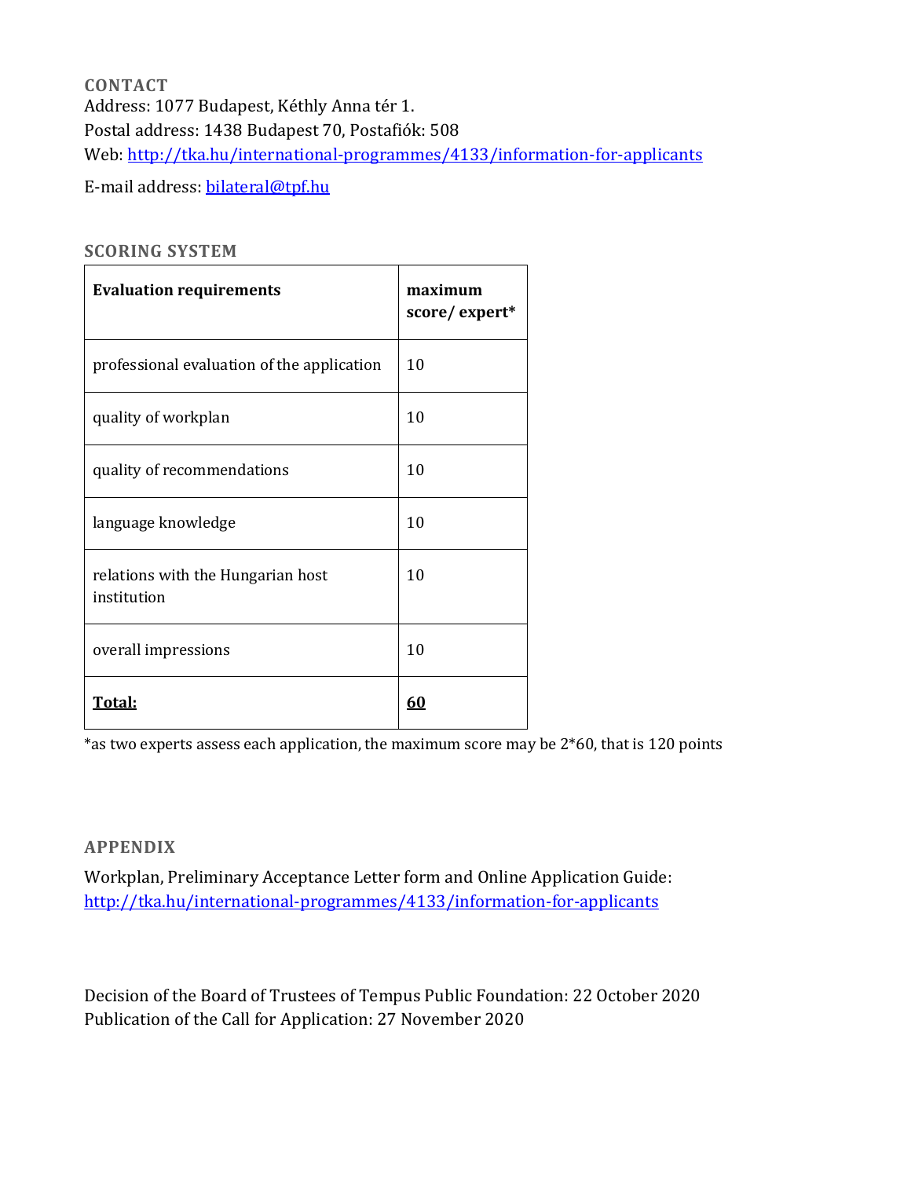## CONTACT

Address: 1077 Budapest, Kéthly Anna tér 1.
Postal address: 1438 Budapest 70, Postafiók: 508
Web: http://tka.hu/international-programmes/4133/information-for-applicants

E-mail address: bilateral@tpf.hu

## SCORING SYSTEM

| **Evaluation requirements** | **maximum score/ expert*** |
|---|---|
| professional evaluation of the application | 10 |
| quality of workplan | 10 |
| quality of recommendations | 10 |
| language knowledge | 10 |
| relations with the Hungarian host institution | 10 |
| overall impressions | 10 |
| **Total:** | **60** |

*as two experts assess each application, the maximum score may be 2*60, that is 120 points

## APPENDIX

Workplan, Preliminary Acceptance Letter form and Online Application Guide:
http://tka.hu/international-programmes/4133/information-for-applicants

Decision of the Board of Trustees of Tempus Public Foundation: 22 October 2020
Publication of the Call for Application: 27 November 2020